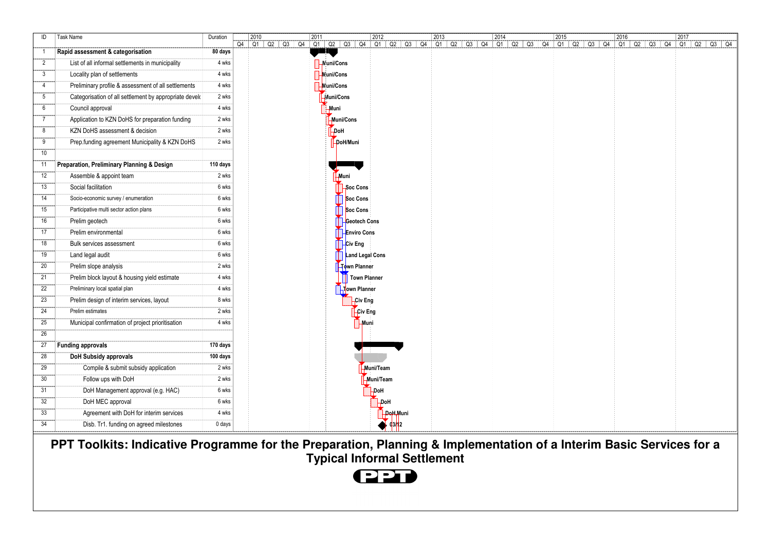| ID | Task Name | Duration | Resource |
|---|---|---|---|
| 1 | **Rapid assessment & categorisation** | **80 days** | |
| 2 | List of all informal settlements in municipality | 4 wks | Muni/Cons |
| 3 | Locality plan of settlements | 4 wks | Muni/Cons |
| 4 | Preliminary profile & assessment of all settlements | 4 wks | Muni/Cons |
| 5 | Categorisation of all settlement by appropriate develo | 2 wks | Muni/Cons |
| 6 | Council approval | 4 wks | Muni |
| 7 | Application to KZN DoHS for preparation funding | 2 wks | Muni/Cons |
| 8 | KZN DoHS assessment & decision | 2 wks | DoH |
| 9 | Prep.funding agreement Municipality & KZN DoHS | 2 wks | DoH/Muni |
| 10 | | | |
| 11 | **Preparation, Preliminary Planning & Design** | **110 days** | |
| 12 | Assemble & appoint team | 2 wks | Muni |
| 13 | Social facilitation | 6 wks | Soc Cons |
| 14 | Socio-economic survey / enumeration | 6 wks | Soc Cons |
| 15 | Participative multi sector action plans | 6 wks | Soc Cons |
| 16 | Prelim geotech | 6 wks | Geotech Cons |
| 17 | Prelim environmental | 6 wks | Enviro Cons |
| 18 | Bulk services assessment | 6 wks | Civ Eng |
| 19 | Land legal audit | 6 wks | Land Legal Cons |
| 20 | Prelim slope analysis | 2 wks | Town Planner |
| 21 | Prelim block layout & housing yield estimate | 4 wks | Town Planner |
| 22 | Preliminary local spatial plan | 4 wks | Town Planner |
| 23 | Prelim design of interim services, layout | 8 wks | Civ Eng |
| 24 | Prelim estimates | 2 wks | Civ Eng |
| 25 | Municipal confirmation of project prioritisation | 4 wks | Muni |
| 26 | | | |
| 27 | **Funding approvals** | **170 days** | |
| 28 | **DoH Subsidy approvals** | **100 days** | |
| 29 | Compile & submit subsidy application | 2 wks | Muni/Team |
| 30 | Follow ups with DoH | 2 wks | Muni/Team |
| 31 | DoH Management approval (e.g. HAC) | 6 wks | DoH |
| 32 | DoH MEC approval | 6 wks | DoH |
| 33 | Agreement with DoH for interim services | 4 wks | DoH,Muni |
| 34 | Disb. Tr1. funding on agreed milestones | 0 days | 03/12 |

Timeline: 2010 (Q4) – 2017 (Q1–Q4)

**PPT Toolkits: Indicative Programme for the Preparation, Planning & Implementation of a Interim Basic Services for a Typical Informal Settlement**

PPT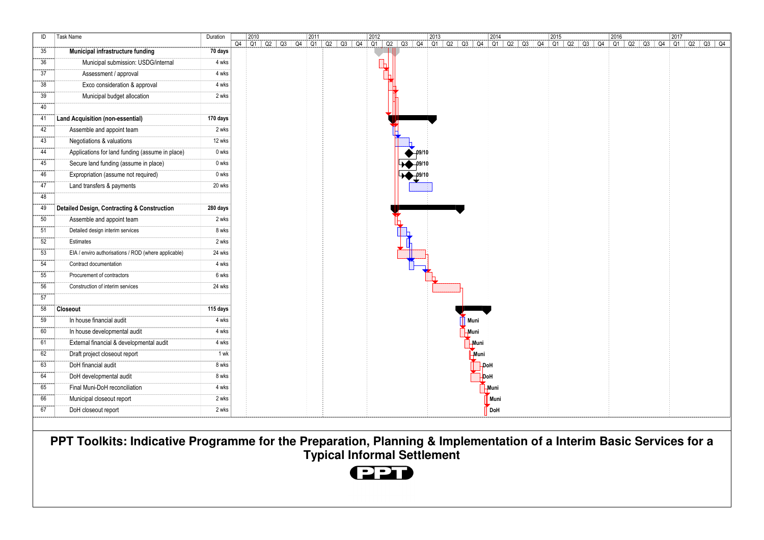| ID | Task Name | Duration |
|---|---|---|
| 35 | **Municipal infrastructure funding** | **70 days** |
| 36 | Municipal submission: USDG/internal | 4 wks |
| 37 | Assessment / approval | 4 wks |
| 38 | Exco consideration & approval | 4 wks |
| 39 | Municipal budget allocation | 2 wks |
| 40 | | |
| 41 | **Land Acquisition (non-essential)** | **170 days** |
| 42 | Assemble and appoint team | 2 wks |
| 43 | Negotiations & valuations | 12 wks |
| 44 | Applications for land funding (assume in place) | 0 wks |
| 45 | Secure land funding (assume in place) | 0 wks |
| 46 | Expropriation (assume not required) | 0 wks |
| 47 | Land transfers & payments | 20 wks |
| 48 | | |
| 49 | **Detailed Design, Contracting & Construction** | **280 days** |
| 50 | Assemble and appoint team | 2 wks |
| 51 | Detailed design interim services | 8 wks |
| 52 | Estimates | 2 wks |
| 53 | EIA / enviro authorisations / ROD (where applicable) | 24 wks |
| 54 | Contract documentation | 4 wks |
| 55 | Procurement of contractors | 6 wks |
| 56 | Construction of interim services | 24 wks |
| 57 | | |
| 58 | **Closeout** | **115 days** |
| 59 | In house financial audit | 4 wks |
| 60 | In house developmental audit | 4 wks |
| 61 | External financial & developmental audit | 4 wks |
| 62 | Draft project closeout report | 1 wk |
| 63 | DoH financial audit | 8 wks |
| 64 | DoH developmental audit | 8 wks |
| 65 | Final Muni-DoH reconciliation | 4 wks |
| 66 | Municipal closeout report | 2 wks |
| 67 | DoH closeout report | 2 wks |

2010 2011 2012 2013 2014 2015 2016 2017

Q4 Q1 Q2 Q3 Q4

09/10

09/10

09/10

Muni

Muni

Muni

Muni

DoH

DoH

Muni

Muni

DoH

**PPT Toolkits: Indicative Programme for the Preparation, Planning & Implementation of a Interim Basic Services for a Typical Informal Settlement**

PPT